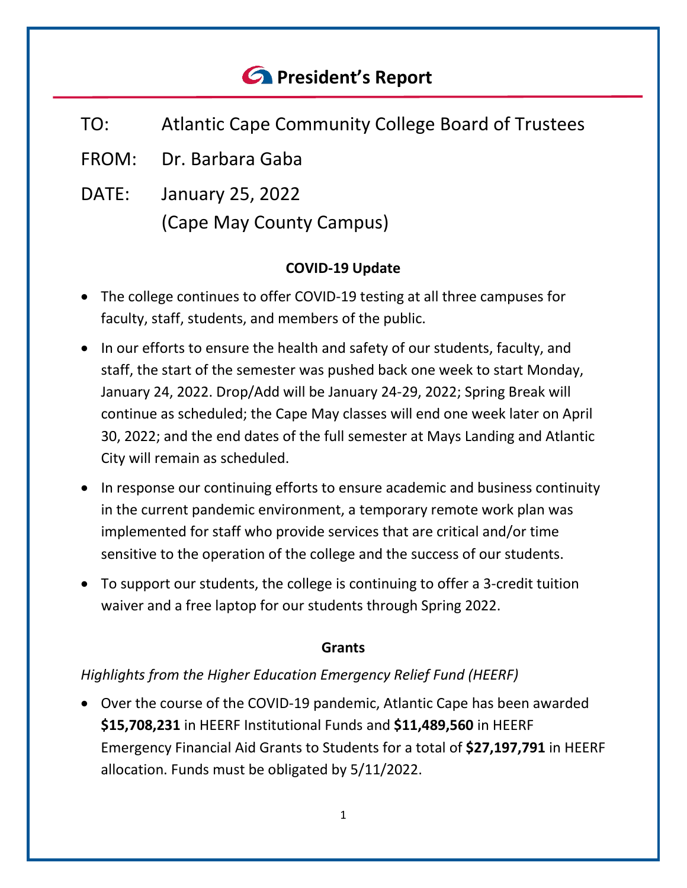# President's Report

TO: Atlantic Cape Community College Board of Trustees

FROM: Dr. Barbara Gaba

DATE: January 25, 2022
(Cape May County Campus)

## COVID-19 Update

- The college continues to offer COVID-19 testing at all three campuses for faculty, staff, students, and members of the public.
- In our efforts to ensure the health and safety of our students, faculty, and staff, the start of the semester was pushed back one week to start Monday, January 24, 2022. Drop/Add will be January 24-29, 2022; Spring Break will continue as scheduled; the Cape May classes will end one week later on April 30, 2022; and the end dates of the full semester at Mays Landing and Atlantic City will remain as scheduled.
- In response our continuing efforts to ensure academic and business continuity in the current pandemic environment, a temporary remote work plan was implemented for staff who provide services that are critical and/or time sensitive to the operation of the college and the success of our students.
- To support our students, the college is continuing to offer a 3-credit tuition waiver and a free laptop for our students through Spring 2022.

## Grants

*Highlights from the Higher Education Emergency Relief Fund (HEERF)*

- Over the course of the COVID-19 pandemic, Atlantic Cape has been awarded **$15,708,231** in HEERF Institutional Funds and **$11,489,560** in HEERF Emergency Financial Aid Grants to Students for a total of **$27,197,791** in HEERF allocation. Funds must be obligated by 5/11/2022.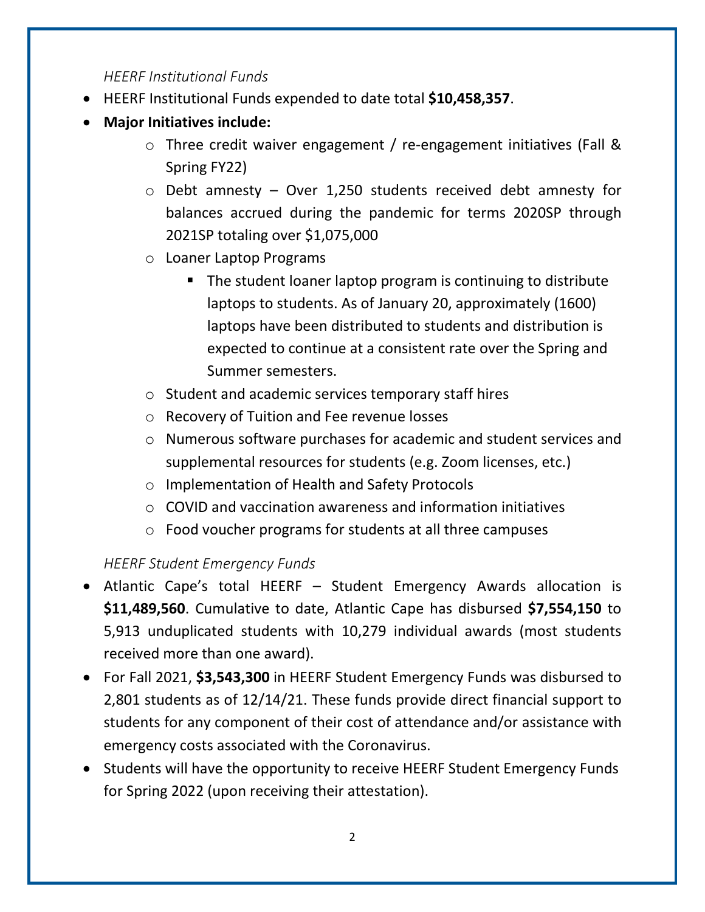*HEERF Institutional Funds*

- HEERF Institutional Funds expended to date total **$10,458,357**.
- **Major Initiatives include:**
    - Three credit waiver engagement / re-engagement initiatives (Fall & Spring FY22)
    - Debt amnesty – Over 1,250 students received debt amnesty for balances accrued during the pandemic for terms 2020SP through 2021SP totaling over $1,075,000
    - Loaner Laptop Programs
        - The student loaner laptop program is continuing to distribute laptops to students. As of January 20, approximately (1600) laptops have been distributed to students and distribution is expected to continue at a consistent rate over the Spring and Summer semesters.
    - Student and academic services temporary staff hires
    - Recovery of Tuition and Fee revenue losses
    - Numerous software purchases for academic and student services and supplemental resources for students (e.g. Zoom licenses, etc.)
    - Implementation of Health and Safety Protocols
    - COVID and vaccination awareness and information initiatives
    - Food voucher programs for students at all three campuses

*HEERF Student Emergency Funds*

- Atlantic Cape's total HEERF – Student Emergency Awards allocation is **$11,489,560**. Cumulative to date, Atlantic Cape has disbursed **$7,554,150** to 5,913 unduplicated students with 10,279 individual awards (most students received more than one award).
- For Fall 2021, **$3,543,300** in HEERF Student Emergency Funds was disbursed to 2,801 students as of 12/14/21. These funds provide direct financial support to students for any component of their cost of attendance and/or assistance with emergency costs associated with the Coronavirus.
- Students will have the opportunity to receive HEERF Student Emergency Funds for Spring 2022 (upon receiving their attestation).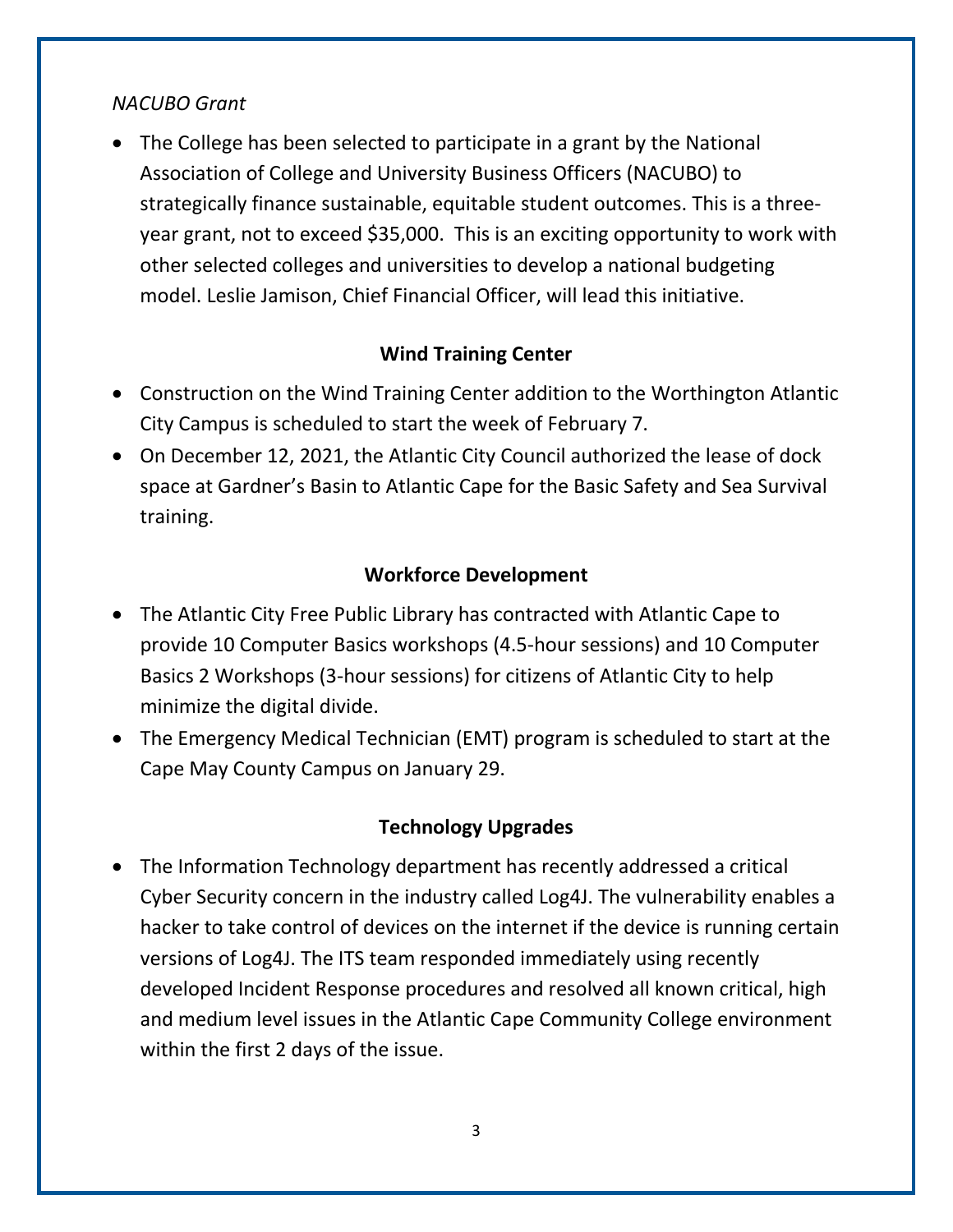*NACUBO Grant*

- The College has been selected to participate in a grant by the National Association of College and University Business Officers (NACUBO) to strategically finance sustainable, equitable student outcomes. This is a three-year grant, not to exceed $35,000. This is an exciting opportunity to work with other selected colleges and universities to develop a national budgeting model. Leslie Jamison, Chief Financial Officer, will lead this initiative.

## Wind Training Center

- Construction on the Wind Training Center addition to the Worthington Atlantic City Campus is scheduled to start the week of February 7.
- On December 12, 2021, the Atlantic City Council authorized the lease of dock space at Gardner's Basin to Atlantic Cape for the Basic Safety and Sea Survival training.

## Workforce Development

- The Atlantic City Free Public Library has contracted with Atlantic Cape to provide 10 Computer Basics workshops (4.5-hour sessions) and 10 Computer Basics 2 Workshops (3-hour sessions) for citizens of Atlantic City to help minimize the digital divide.
- The Emergency Medical Technician (EMT) program is scheduled to start at the Cape May County Campus on January 29.

## Technology Upgrades

- The Information Technology department has recently addressed a critical Cyber Security concern in the industry called Log4J. The vulnerability enables a hacker to take control of devices on the internet if the device is running certain versions of Log4J. The ITS team responded immediately using recently developed Incident Response procedures and resolved all known critical, high and medium level issues in the Atlantic Cape Community College environment within the first 2 days of the issue.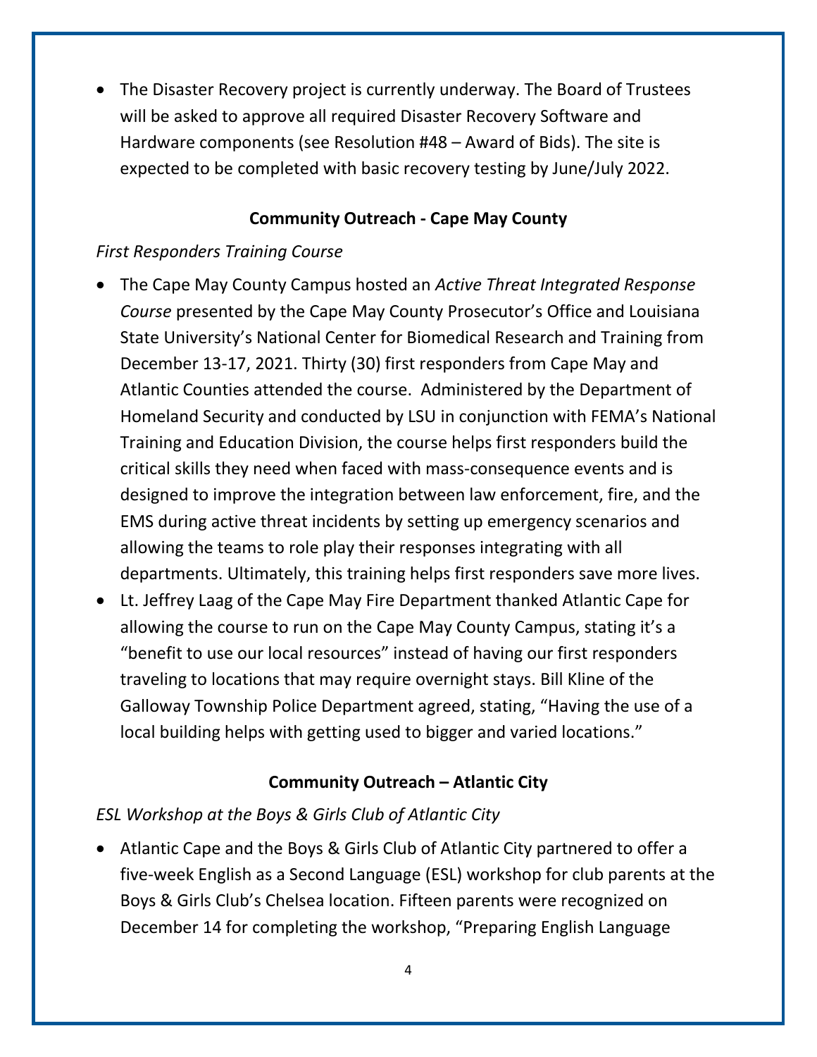- The Disaster Recovery project is currently underway. The Board of Trustees will be asked to approve all required Disaster Recovery Software and Hardware components (see Resolution #48 – Award of Bids). The site is expected to be completed with basic recovery testing by June/July 2022.

**Community Outreach - Cape May County**

*First Responders Training Course*

- The Cape May County Campus hosted an *Active Threat Integrated Response Course* presented by the Cape May County Prosecutor's Office and Louisiana State University's National Center for Biomedical Research and Training from December 13-17, 2021. Thirty (30) first responders from Cape May and Atlantic Counties attended the course. Administered by the Department of Homeland Security and conducted by LSU in conjunction with FEMA's National Training and Education Division, the course helps first responders build the critical skills they need when faced with mass-consequence events and is designed to improve the integration between law enforcement, fire, and the EMS during active threat incidents by setting up emergency scenarios and allowing the teams to role play their responses integrating with all departments. Ultimately, this training helps first responders save more lives.
- Lt. Jeffrey Laag of the Cape May Fire Department thanked Atlantic Cape for allowing the course to run on the Cape May County Campus, stating it's a "benefit to use our local resources" instead of having our first responders traveling to locations that may require overnight stays. Bill Kline of the Galloway Township Police Department agreed, stating, "Having the use of a local building helps with getting used to bigger and varied locations."

**Community Outreach – Atlantic City**

*ESL Workshop at the Boys & Girls Club of Atlantic City*

- Atlantic Cape and the Boys & Girls Club of Atlantic City partnered to offer a five-week English as a Second Language (ESL) workshop for club parents at the Boys & Girls Club's Chelsea location. Fifteen parents were recognized on December 14 for completing the workshop, "Preparing English Language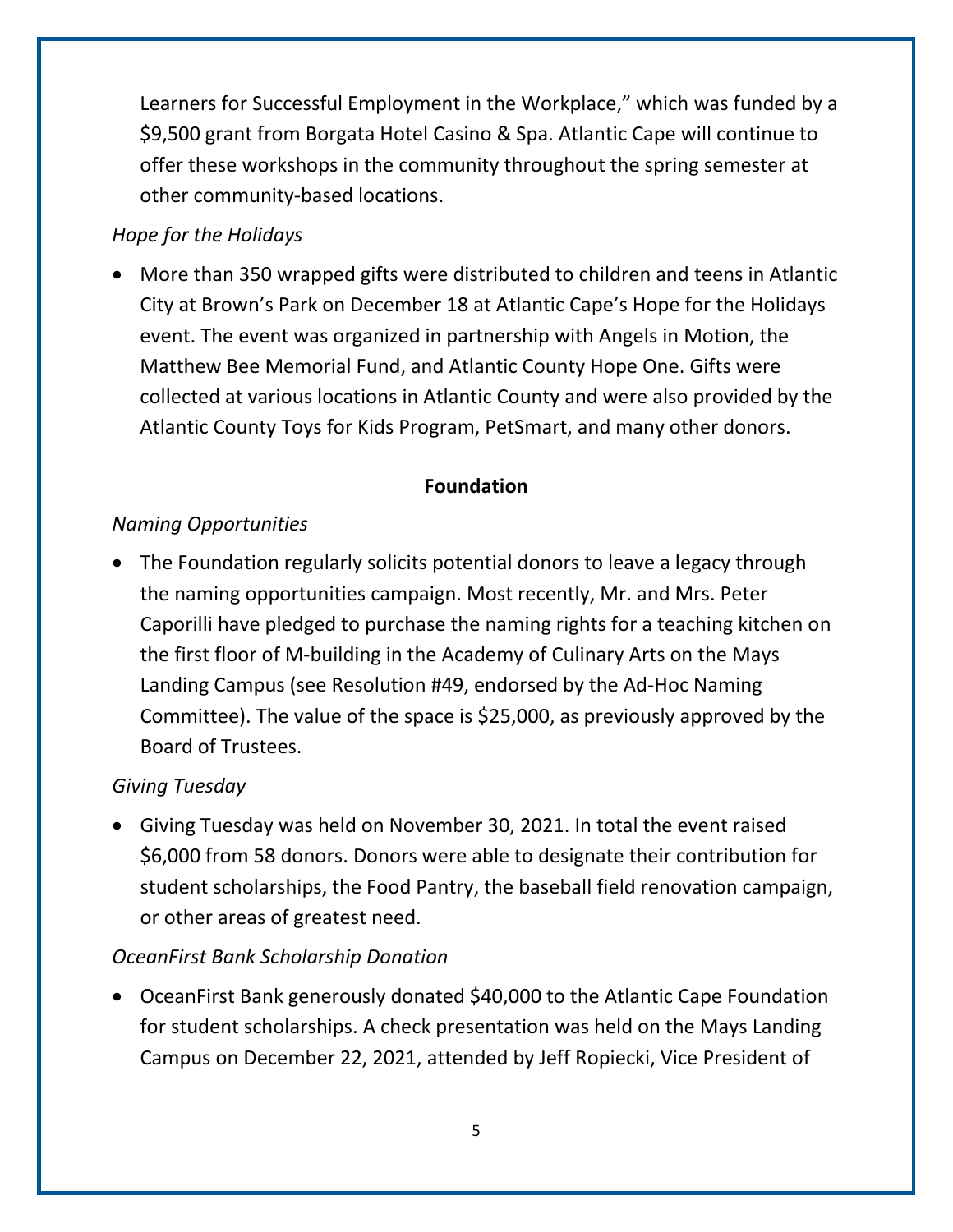Learners for Successful Employment in the Workplace," which was funded by a $9,500 grant from Borgata Hotel Casino & Spa. Atlantic Cape will continue to offer these workshops in the community throughout the spring semester at other community-based locations.

*Hope for the Holidays*

- More than 350 wrapped gifts were distributed to children and teens in Atlantic City at Brown's Park on December 18 at Atlantic Cape's Hope for the Holidays event. The event was organized in partnership with Angels in Motion, the Matthew Bee Memorial Fund, and Atlantic County Hope One. Gifts were collected at various locations in Atlantic County and were also provided by the Atlantic County Toys for Kids Program, PetSmart, and many other donors.

## Foundation

*Naming Opportunities*

- The Foundation regularly solicits potential donors to leave a legacy through the naming opportunities campaign. Most recently, Mr. and Mrs. Peter Caporilli have pledged to purchase the naming rights for a teaching kitchen on the first floor of M-building in the Academy of Culinary Arts on the Mays Landing Campus (see Resolution #49, endorsed by the Ad-Hoc Naming Committee). The value of the space is $25,000, as previously approved by the Board of Trustees.

*Giving Tuesday*

- Giving Tuesday was held on November 30, 2021. In total the event raised $6,000 from 58 donors. Donors were able to designate their contribution for student scholarships, the Food Pantry, the baseball field renovation campaign, or other areas of greatest need.

*OceanFirst Bank Scholarship Donation*

- OceanFirst Bank generously donated $40,000 to the Atlantic Cape Foundation for student scholarships. A check presentation was held on the Mays Landing Campus on December 22, 2021, attended by Jeff Ropiecki, Vice President of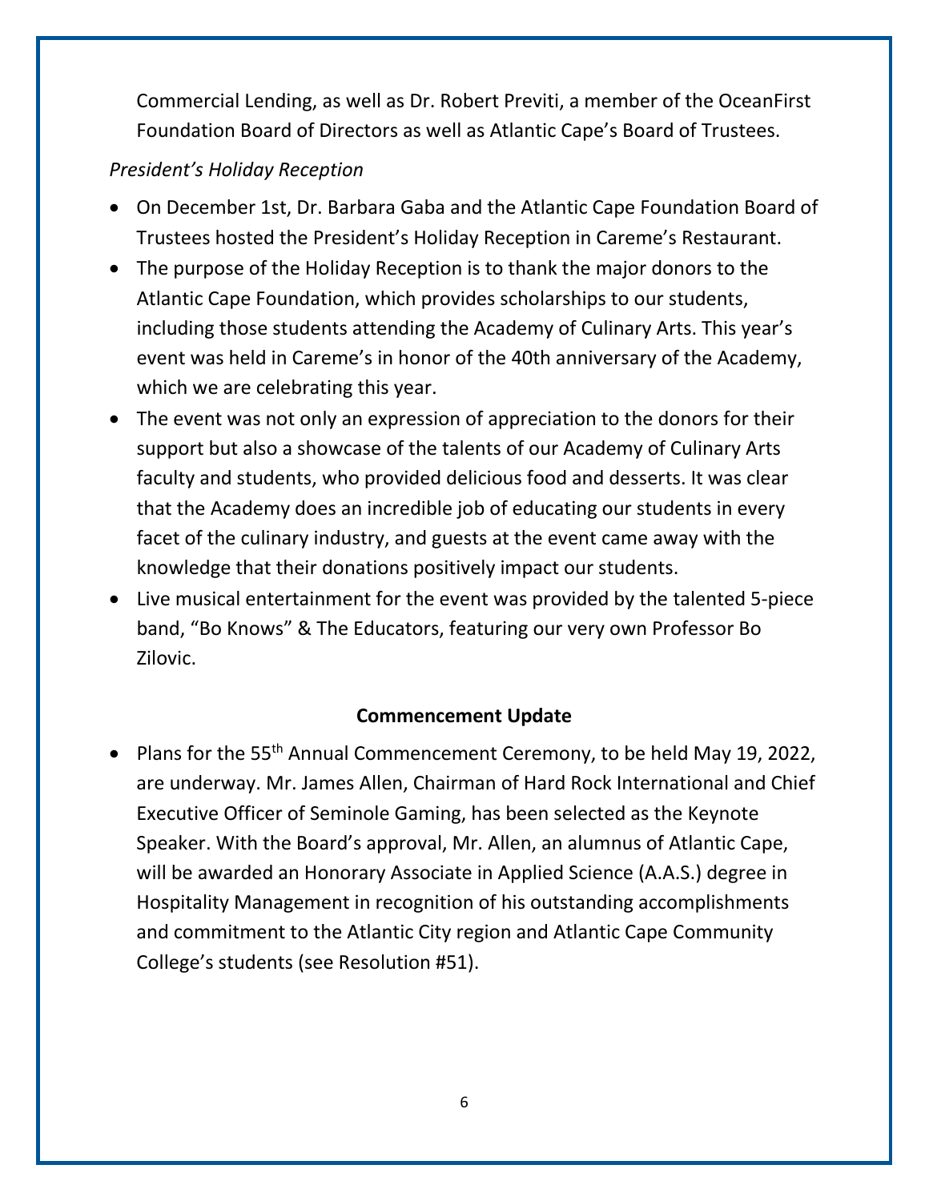Commercial Lending, as well as Dr. Robert Previti, a member of the OceanFirst Foundation Board of Directors as well as Atlantic Cape's Board of Trustees.

*President's Holiday Reception*

- On December 1st, Dr. Barbara Gaba and the Atlantic Cape Foundation Board of Trustees hosted the President's Holiday Reception in Careme's Restaurant.
- The purpose of the Holiday Reception is to thank the major donors to the Atlantic Cape Foundation, which provides scholarships to our students, including those students attending the Academy of Culinary Arts. This year's event was held in Careme's in honor of the 40th anniversary of the Academy, which we are celebrating this year.
- The event was not only an expression of appreciation to the donors for their support but also a showcase of the talents of our Academy of Culinary Arts faculty and students, who provided delicious food and desserts. It was clear that the Academy does an incredible job of educating our students in every facet of the culinary industry, and guests at the event came away with the knowledge that their donations positively impact our students.
- Live musical entertainment for the event was provided by the talented 5-piece band, "Bo Knows" & The Educators, featuring our very own Professor Bo Zilovic.

**Commencement Update**

- Plans for the 55th Annual Commencement Ceremony, to be held May 19, 2022, are underway. Mr. James Allen, Chairman of Hard Rock International and Chief Executive Officer of Seminole Gaming, has been selected as the Keynote Speaker. With the Board's approval, Mr. Allen, an alumnus of Atlantic Cape, will be awarded an Honorary Associate in Applied Science (A.A.S.) degree in Hospitality Management in recognition of his outstanding accomplishments and commitment to the Atlantic City region and Atlantic Cape Community College's students (see Resolution #51).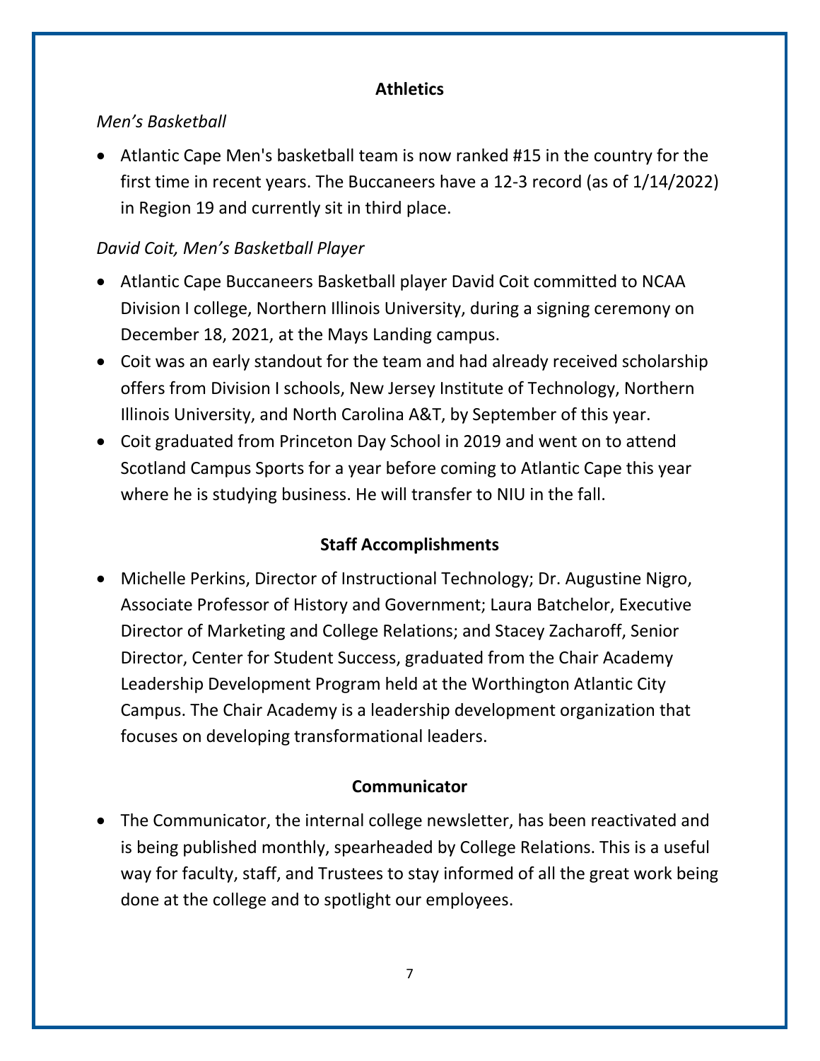## Athletics

*Men's Basketball*

- Atlantic Cape Men's basketball team is now ranked #15 in the country for the first time in recent years. The Buccaneers have a 12-3 record (as of 1/14/2022) in Region 19 and currently sit in third place.

*David Coit, Men's Basketball Player*

- Atlantic Cape Buccaneers Basketball player David Coit committed to NCAA Division I college, Northern Illinois University, during a signing ceremony on December 18, 2021, at the Mays Landing campus.
- Coit was an early standout for the team and had already received scholarship offers from Division I schools, New Jersey Institute of Technology, Northern Illinois University, and North Carolina A&T, by September of this year.
- Coit graduated from Princeton Day School in 2019 and went on to attend Scotland Campus Sports for a year before coming to Atlantic Cape this year where he is studying business. He will transfer to NIU in the fall.

## Staff Accomplishments

- Michelle Perkins, Director of Instructional Technology; Dr. Augustine Nigro, Associate Professor of History and Government; Laura Batchelor, Executive Director of Marketing and College Relations; and Stacey Zacharoff, Senior Director, Center for Student Success, graduated from the Chair Academy Leadership Development Program held at the Worthington Atlantic City Campus. The Chair Academy is a leadership development organization that focuses on developing transformational leaders.

## Communicator

- The Communicator, the internal college newsletter, has been reactivated and is being published monthly, spearheaded by College Relations. This is a useful way for faculty, staff, and Trustees to stay informed of all the great work being done at the college and to spotlight our employees.